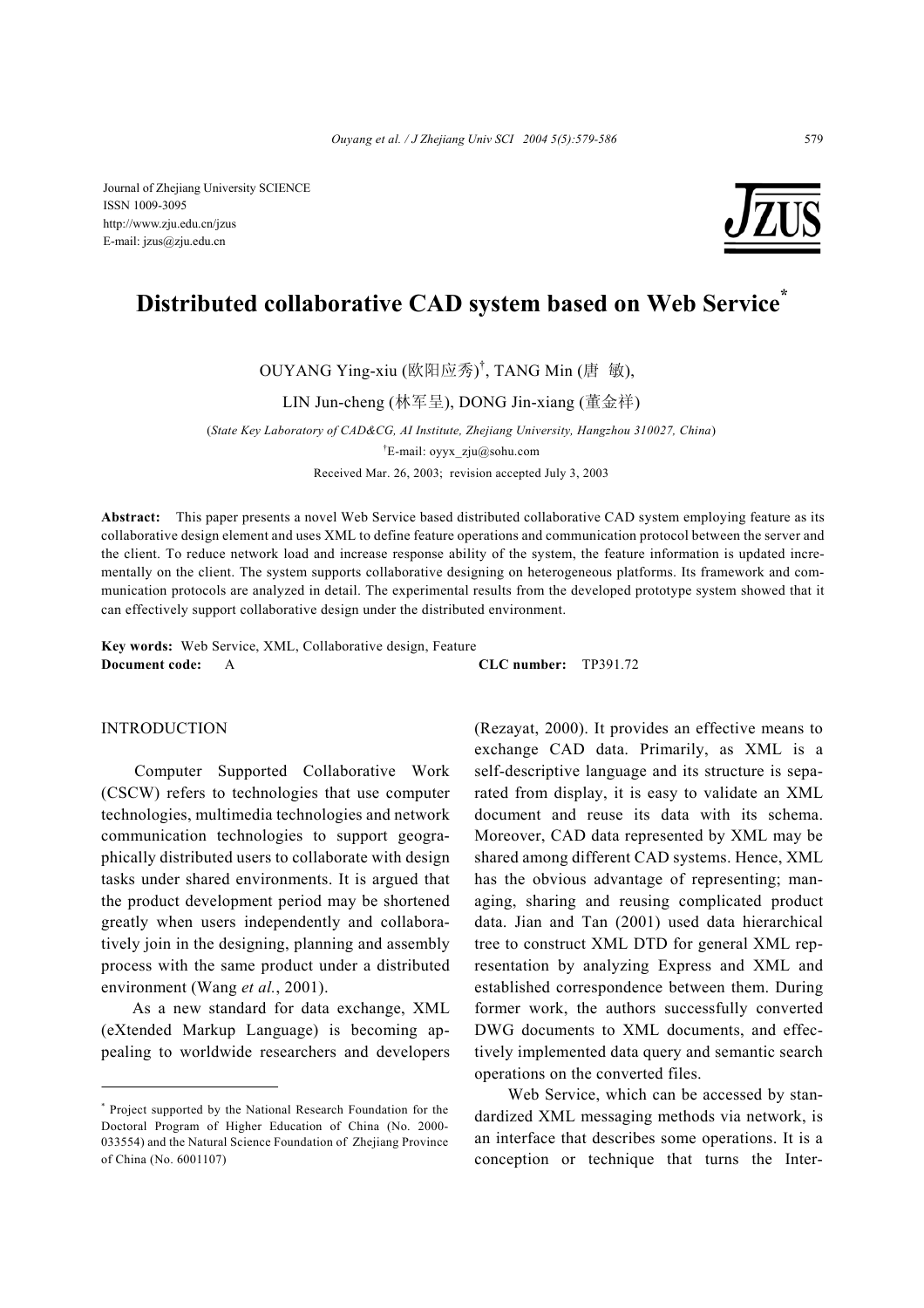Journal of Zhejiang University SCIENCE
ISSN 1009-3095
http://www.zju.edu.cn/jzus
E-mail: jzus@zju.edu.cn

# Distributed collaborative CAD system based on Web Service*

OUYANG Ying-xiu (欧阳应秀)†, TANG Min (唐 敏),
LIN Jun-cheng (林军呈), DONG Jin-xiang (董金祥)

(*State Key Laboratory of CAD&CG, AI Institute, Zhejiang University, Hangzhou 310027, China*)

†E-mail: oyyx_zju@sohu.com

Received Mar. 26, 2003; revision accepted July 3, 2003

**Abstract:** This paper presents a novel Web Service based distributed collaborative CAD system employing feature as its collaborative design element and uses XML to define feature operations and communication protocol between the server and the client. To reduce network load and increase response ability of the system, the feature information is updated incrementally on the client. The system supports collaborative designing on heterogeneous platforms. Its framework and communication protocols are analyzed in detail. The experimental results from the developed prototype system showed that it can effectively support collaborative design under the distributed environment.

**Key words:** Web Service, XML, Collaborative design, Feature

**Document code:** A **CLC number:** TP391.72

## INTRODUCTION

Computer Supported Collaborative Work (CSCW) refers to technologies that use computer technologies, multimedia technologies and network communication technologies to support geographically distributed users to collaborate with design tasks under shared environments. It is argued that the product development period may be shortened greatly when users independently and collaboratively join in the designing, planning and assembly process with the same product under a distributed environment (Wang *et al.*, 2001).

As a new standard for data exchange, XML (eXtended Markup Language) is becoming appealing to worldwide researchers and developers (Rezayat, 2000). It provides an effective means to exchange CAD data. Primarily, as XML is a self-descriptive language and its structure is separated from display, it is easy to validate an XML document and reuse its data with its schema. Moreover, CAD data represented by XML may be shared among different CAD systems. Hence, XML has the obvious advantage of representing; managing, sharing and reusing complicated product data. Jian and Tan (2001) used data hierarchical tree to construct XML DTD for general XML representation by analyzing Express and XML and established correspondence between them. During former work, the authors successfully converted DWG documents to XML documents, and effectively implemented data query and semantic search operations on the converted files.

Web Service, which can be accessed by standardized XML messaging methods via network, is an interface that describes some operations. It is a conception or technique that turns the Inter-

* Project supported by the National Research Foundation for the Doctoral Program of Higher Education of China (No. 2000-033554) and the Natural Science Foundation of Zhejiang Province of China (No. 6001107)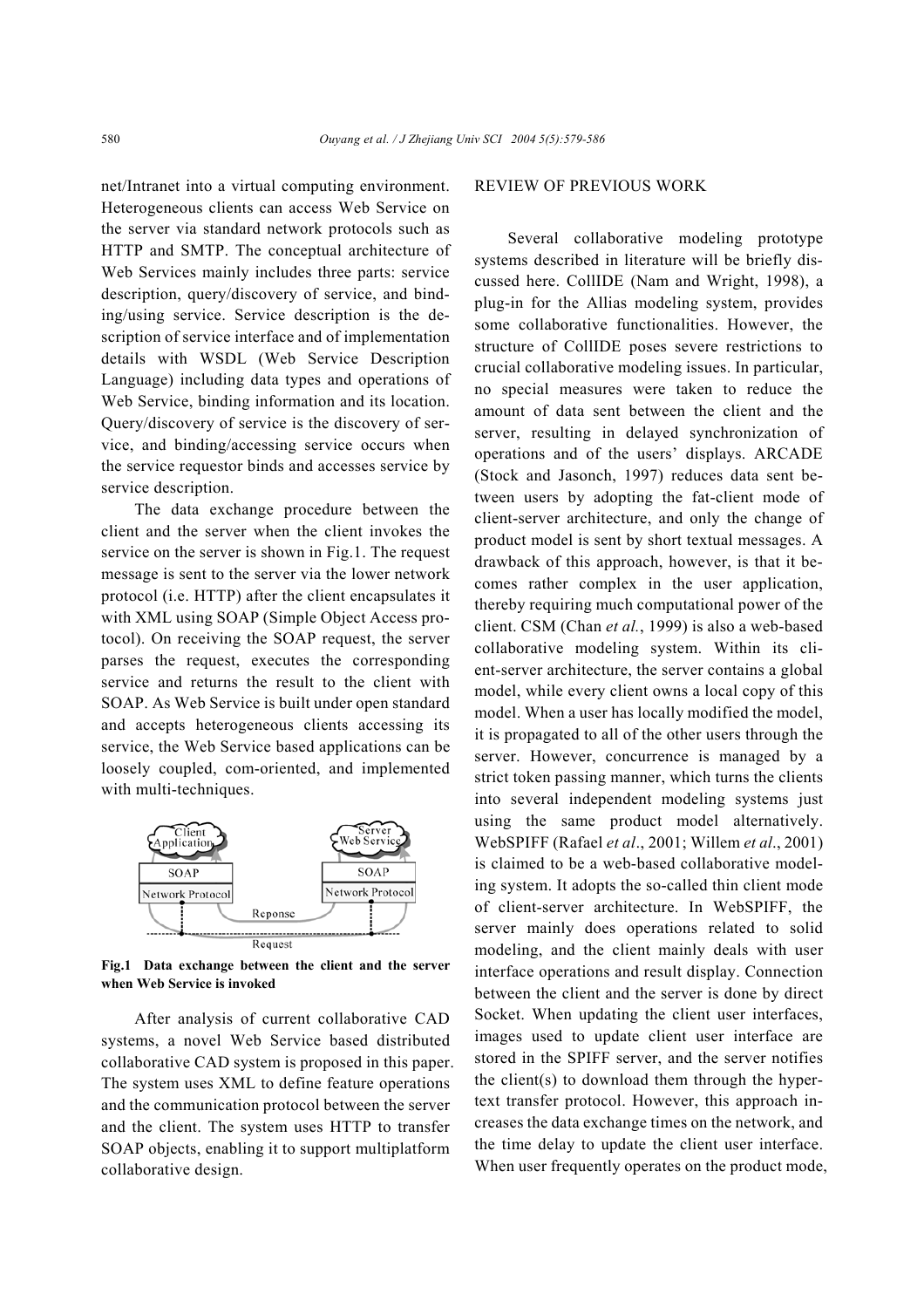net/Intranet into a virtual computing environment. Heterogeneous clients can access Web Service on the server via standard network protocols such as HTTP and SMTP. The conceptual architecture of Web Services mainly includes three parts: service description, query/discovery of service, and binding/using service. Service description is the description of service interface and of implementation details with WSDL (Web Service Description Language) including data types and operations of Web Service, binding information and its location. Query/discovery of service is the discovery of service, and binding/accessing service occurs when the service requestor binds and accesses service by service description.

The data exchange procedure between the client and the server when the client invokes the service on the server is shown in Fig.1. The request message is sent to the server via the lower network protocol (i.e. HTTP) after the client encapsulates it with XML using SOAP (Simple Object Access protocol). On receiving the SOAP request, the server parses the request, executes the corresponding service and returns the result to the client with SOAP. As Web Service is built under open standard and accepts heterogeneous clients accessing its service, the Web Service based applications can be loosely coupled, com-oriented, and implemented with multi-techniques.

**Fig.1 Data exchange between the client and the server when Web Service is invoked**

After analysis of current collaborative CAD systems, a novel Web Service based distributed collaborative CAD system is proposed in this paper. The system uses XML to define feature operations and the communication protocol between the server and the client. The system uses HTTP to transfer SOAP objects, enabling it to support multiplatform collaborative design.

## REVIEW OF PREVIOUS WORK

Several collaborative modeling prototype systems described in literature will be briefly discussed here. CollIDE (Nam and Wright, 1998), a plug-in for the Allias modeling system, provides some collaborative functionalities. However, the structure of CollIDE poses severe restrictions to crucial collaborative modeling issues. In particular, no special measures were taken to reduce the amount of data sent between the client and the server, resulting in delayed synchronization of operations and of the users' displays. ARCADE (Stock and Jasonch, 1997) reduces data sent between users by adopting the fat-client mode of client-server architecture, and only the change of product model is sent by short textual messages. A drawback of this approach, however, is that it becomes rather complex in the user application, thereby requiring much computational power of the client. CSM (Chan *et al.*, 1999) is also a web-based collaborative modeling system. Within its client-server architecture, the server contains a global model, while every client owns a local copy of this model. When a user has locally modified the model, it is propagated to all of the other users through the server. However, concurrence is managed by a strict token passing manner, which turns the clients into several independent modeling systems just using the same product model alternatively. WebSPIFF (Rafael *et al*., 2001; Willem *et al*., 2001) is claimed to be a web-based collaborative modeling system. It adopts the so-called thin client mode of client-server architecture. In WebSPIFF, the server mainly does operations related to solid modeling, and the client mainly deals with user interface operations and result display. Connection between the client and the server is done by direct Socket. When updating the client user interfaces, images used to update client user interface are stored in the SPIFF server, and the server notifies the client(s) to download them through the hypertext transfer protocol. However, this approach increases the data exchange times on the network, and the time delay to update the client user interface. When user frequently operates on the product mode,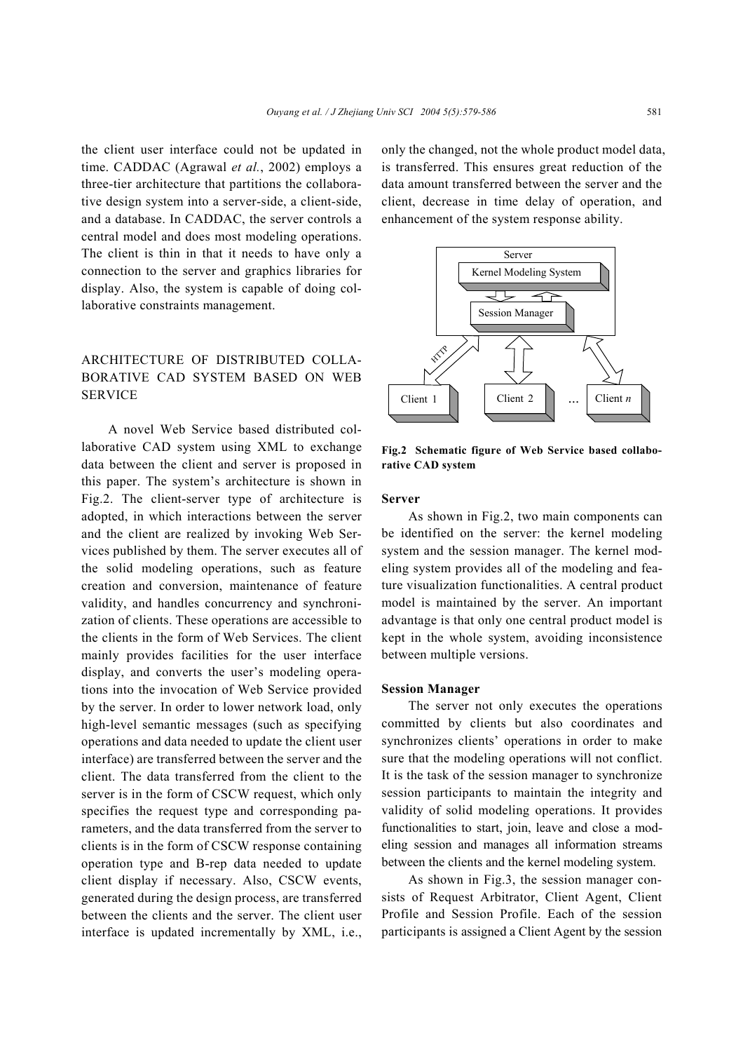the client user interface could not be updated in time. CADDAC (Agrawal *et al.*, 2002) employs a three-tier architecture that partitions the collaborative design system into a server-side, a client-side, and a database. In CADDAC, the server controls a central model and does most modeling operations. The client is thin in that it needs to have only a connection to the server and graphics libraries for display. Also, the system is capable of doing collaborative constraints management.

## ARCHITECTURE OF DISTRIBUTED COLLABORATIVE CAD SYSTEM BASED ON WEB SERVICE

A novel Web Service based distributed collaborative CAD system using XML to exchange data between the client and server is proposed in this paper. The system's architecture is shown in Fig.2. The client-server type of architecture is adopted, in which interactions between the server and the client are realized by invoking Web Services published by them. The server executes all of the solid modeling operations, such as feature creation and conversion, maintenance of feature validity, and handles concurrency and synchronization of clients. These operations are accessible to the clients in the form of Web Services. The client mainly provides facilities for the user interface display, and converts the user's modeling operations into the invocation of Web Service provided by the server. In order to lower network load, only high-level semantic messages (such as specifying operations and data needed to update the client user interface) are transferred between the server and the client. The data transferred from the client to the server is in the form of CSCW request, which only specifies the request type and corresponding parameters, and the data transferred from the server to clients is in the form of CSCW response containing operation type and B-rep data needed to update client display if necessary. Also, CSCW events, generated during the design process, are transferred between the clients and the server. The client user interface is updated incrementally by XML, i.e., only the changed, not the whole product model data, is transferred. This ensures great reduction of the data amount transferred between the server and the client, decrease in time delay of operation, and enhancement of the system response ability.

Server

Kernel Modeling System

Session Manager

HTTP

Client 1 | Client 2 | ... | Client *n*

**Fig.2 Schematic figure of Web Service based collaborative CAD system**

### Server

As shown in Fig.2, two main components can be identified on the server: the kernel modeling system and the session manager. The kernel modeling system provides all of the modeling and feature visualization functionalities. A central product model is maintained by the server. An important advantage is that only one central product model is kept in the whole system, avoiding inconsistence between multiple versions.

### Session Manager

The server not only executes the operations committed by clients but also coordinates and synchronizes clients' operations in order to make sure that the modeling operations will not conflict. It is the task of the session manager to synchronize session participants to maintain the integrity and validity of solid modeling operations. It provides functionalities to start, join, leave and close a modeling session and manages all information streams between the clients and the kernel modeling system.

As shown in Fig.3, the session manager consists of Request Arbitrator, Client Agent, Client Profile and Session Profile. Each of the session participants is assigned a Client Agent by the session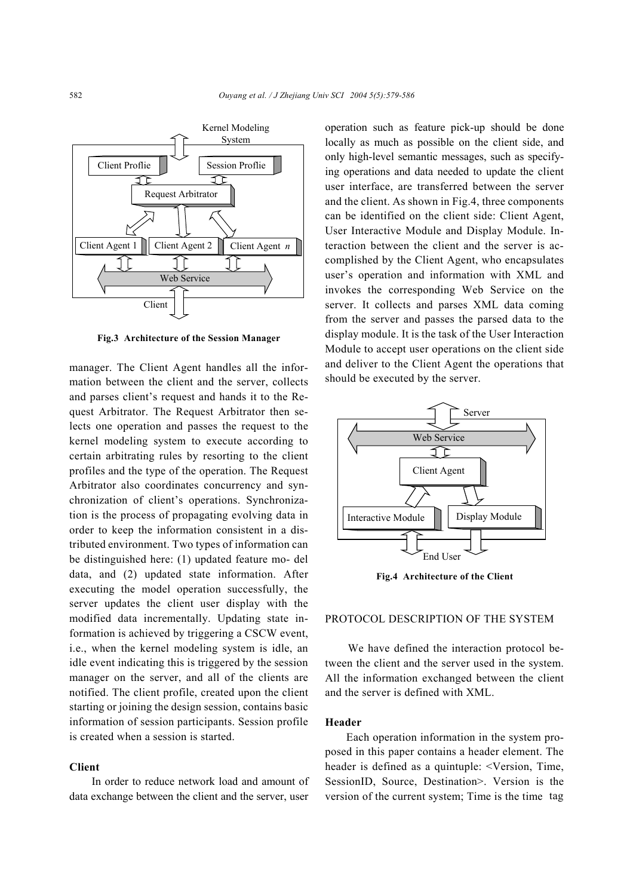Fig.3 Architecture of the Session Manager

manager. The Client Agent handles all the information between the client and the server, collects and parses client's request and hands it to the Request Arbitrator. The Request Arbitrator then selects one operation and passes the request to the kernel modeling system to execute according to certain arbitrating rules by resorting to the client profiles and the type of the operation. The Request Arbitrator also coordinates concurrency and synchronization of client's operations. Synchronization is the process of propagating evolving data in order to keep the information consistent in a distributed environment. Two types of information can be distinguished here: (1) updated feature mo- del data, and (2) updated state information. After executing the model operation successfully, the server updates the client user display with the modified data incrementally. Updating state information is achieved by triggering a CSCW event, i.e., when the kernel modeling system is idle, an idle event indicating this is triggered by the session manager on the server, and all of the clients are notified. The client profile, created upon the client starting or joining the design session, contains basic information of session participants. Session profile is created when a session is started.

### Client

In order to reduce network load and amount of data exchange between the client and the server, user operation such as feature pick-up should be done locally as much as possible on the client side, and only high-level semantic messages, such as specifying operations and data needed to update the client user interface, are transferred between the server and the client. As shown in Fig.4, three components can be identified on the client side: Client Agent, User Interactive Module and Display Module. Interaction between the client and the server is accomplished by the Client Agent, who encapsulates user's operation and information with XML and invokes the corresponding Web Service on the server. It collects and parses XML data coming from the server and passes the parsed data to the display module. It is the task of the User Interaction Module to accept user operations on the client side and deliver to the Client Agent the operations that should be executed by the server.

Fig.4 Architecture of the Client

## PROTOCOL DESCRIPTION OF THE SYSTEM

We have defined the interaction protocol between the client and the server used in the system. All the information exchanged between the client and the server is defined with XML.

### Header

Each operation information in the system proposed in this paper contains a header element. The header is defined as a quintuple: <Version, Time, SessionID, Source, Destination>. Version is the version of the current system; Time is the time tag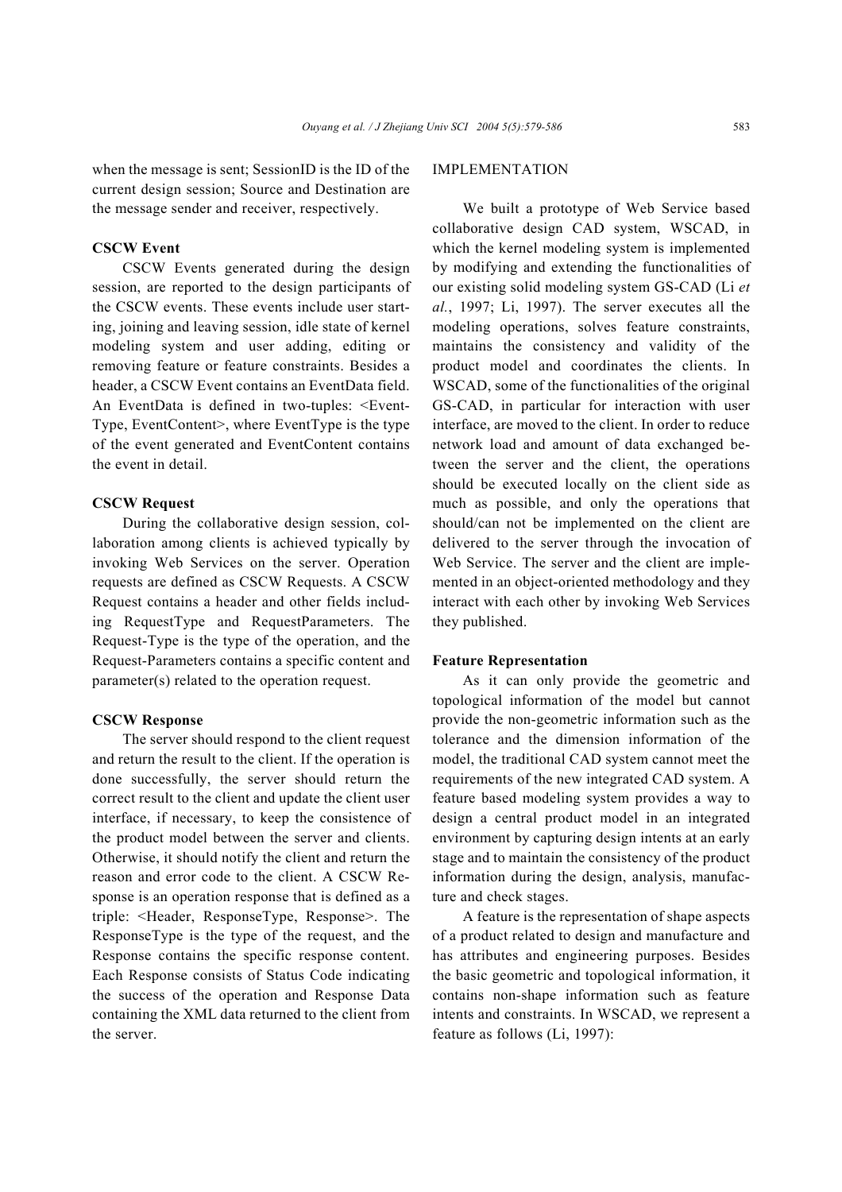when the message is sent; SessionID is the ID of the current design session; Source and Destination are the message sender and receiver, respectively.

### CSCW Event

CSCW Events generated during the design session, are reported to the design participants of the CSCW events. These events include user starting, joining and leaving session, idle state of kernel modeling system and user adding, editing or removing feature or feature constraints. Besides a header, a CSCW Event contains an EventData field. An EventData is defined in two-tuples: <EventType, EventContent>, where EventType is the type of the event generated and EventContent contains the event in detail.

### CSCW Request

During the collaborative design session, collaboration among clients is achieved typically by invoking Web Services on the server. Operation requests are defined as CSCW Requests. A CSCW Request contains a header and other fields including RequestType and RequestParameters. The Request-Type is the type of the operation, and the Request-Parameters contains a specific content and parameter(s) related to the operation request.

### CSCW Response

The server should respond to the client request and return the result to the client. If the operation is done successfully, the server should return the correct result to the client and update the client user interface, if necessary, to keep the consistence of the product model between the server and clients. Otherwise, it should notify the client and return the reason and error code to the client. A CSCW Response is an operation response that is defined as a triple: <Header, ResponseType, Response>. The ResponseType is the type of the request, and the Response contains the specific response content. Each Response consists of Status Code indicating the success of the operation and Response Data containing the XML data returned to the client from the server.

## IMPLEMENTATION

We built a prototype of Web Service based collaborative design CAD system, WSCAD, in which the kernel modeling system is implemented by modifying and extending the functionalities of our existing solid modeling system GS-CAD (Li *et al.*, 1997; Li, 1997). The server executes all the modeling operations, solves feature constraints, maintains the consistency and validity of the product model and coordinates the clients. In WSCAD, some of the functionalities of the original GS-CAD, in particular for interaction with user interface, are moved to the client. In order to reduce network load and amount of data exchanged between the server and the client, the operations should be executed locally on the client side as much as possible, and only the operations that should/can not be implemented on the client are delivered to the server through the invocation of Web Service. The server and the client are implemented in an object-oriented methodology and they interact with each other by invoking Web Services they published.

### Feature Representation

As it can only provide the geometric and topological information of the model but cannot provide the non-geometric information such as the tolerance and the dimension information of the model, the traditional CAD system cannot meet the requirements of the new integrated CAD system. A feature based modeling system provides a way to design a central product model in an integrated environment by capturing design intents at an early stage and to maintain the consistency of the product information during the design, analysis, manufacture and check stages.

A feature is the representation of shape aspects of a product related to design and manufacture and has attributes and engineering purposes. Besides the basic geometric and topological information, it contains non-shape information such as feature intents and constraints. In WSCAD, we represent a feature as follows (Li, 1997):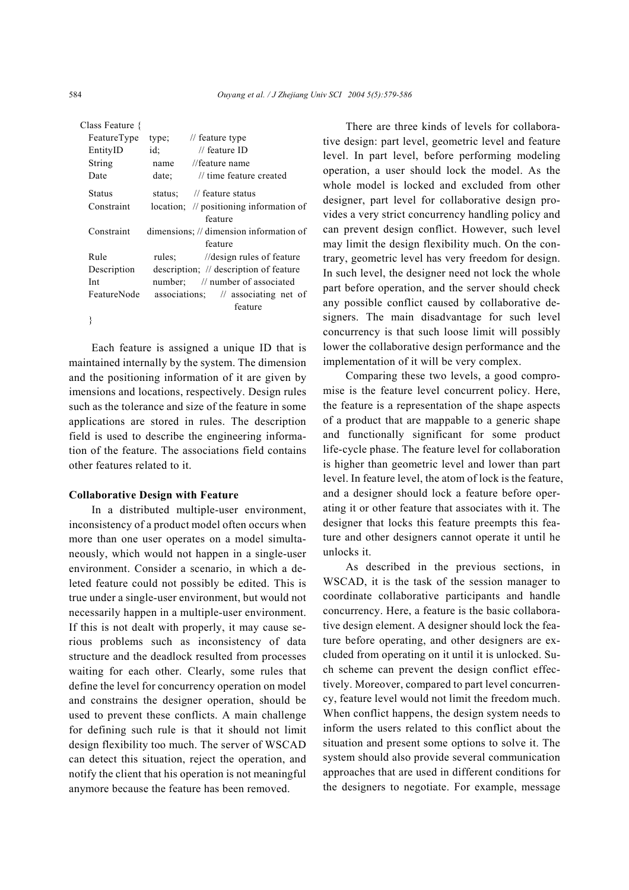```
Class Feature {
    FeatureType    type;        // feature type
    EntityID       id;          // feature ID
    String         name         //feature name
    Date           date;        // time feature created
    Status         status;      // feature status
    Constraint     location;    // positioning information of feature
    Constraint     dimensions;  // dimension information of feature
    Rule           rules;       //design rules of feature
    Description    description; // description of feature
    Int            number;      // number of associated
    FeatureNode    associations;    // associating net of feature
}
```

Each feature is assigned a unique ID that is maintained internally by the system. The dimension and the positioning information of it are given by imensions and locations, respectively. Design rules such as the tolerance and size of the feature in some applications are stored in rules. The description field is used to describe the engineering information of the feature. The associations field contains other features related to it.

**Collaborative Design with Feature**

In a distributed multiple-user environment, inconsistency of a product model often occurs when more than one user operates on a model simultaneously, which would not happen in a single-user environment. Consider a scenario, in which a deleted feature could not possibly be edited. This is true under a single-user environment, but would not necessarily happen in a multiple-user environment. If this is not dealt with properly, it may cause serious problems such as inconsistency of data structure and the deadlock resulted from processes waiting for each other. Clearly, some rules that define the level for concurrency operation on model and constrains the designer operation, should be used to prevent these conflicts. A main challenge for defining such rule is that it should not limit design flexibility too much. The server of WSCAD can detect this situation, reject the operation, and notify the client that his operation is not meaningful anymore because the feature has been removed.

There are three kinds of levels for collaborative design: part level, geometric level and feature level. In part level, before performing modeling operation, a user should lock the model. As the whole model is locked and excluded from other designer, part level for collaborative design provides a very strict concurrency handling policy and can prevent design conflict. However, such level may limit the design flexibility much. On the contrary, geometric level has very freedom for design. In such level, the designer need not lock the whole part before operation, and the server should check any possible conflict caused by collaborative designers. The main disadvantage for such level concurrency is that such loose limit will possibly lower the collaborative design performance and the implementation of it will be very complex.

Comparing these two levels, a good compromise is the feature level concurrent policy. Here, the feature is a representation of the shape aspects of a product that are mappable to a generic shape and functionally significant for some product life-cycle phase. The feature level for collaboration is higher than geometric level and lower than part level. In feature level, the atom of lock is the feature, and a designer should lock a feature before operating it or other feature that associates with it. The designer that locks this feature preempts this feature and other designers cannot operate it until he unlocks it.

As described in the previous sections, in WSCAD, it is the task of the session manager to coordinate collaborative participants and handle concurrency. Here, a feature is the basic collaborative design element. A designer should lock the feature before operating, and other designers are excluded from operating on it until it is unlocked. Such scheme can prevent the design conflict effectively. Moreover, compared to part level concurrency, feature level would not limit the freedom much. When conflict happens, the design system needs to inform the users related to this conflict about the situation and present some options to solve it. The system should also provide several communication approaches that are used in different conditions for the designers to negotiate. For example, message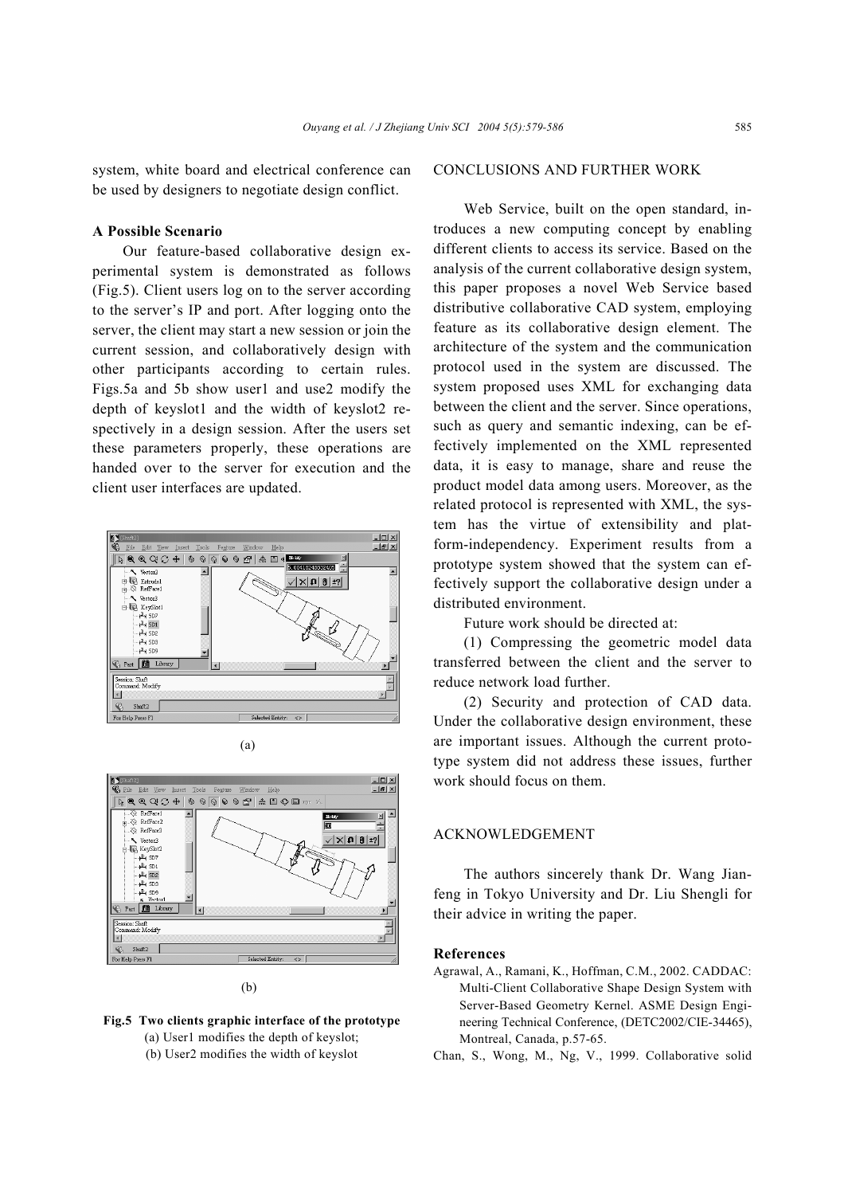system, white board and electrical conference can be used by designers to negotiate design conflict.

### A Possible Scenario

Our feature-based collaborative design experimental system is demonstrated as follows (Fig.5). Client users log on to the server according to the server's IP and port. After logging onto the server, the client may start a new session or join the current session, and collaboratively design with other participants according to certain rules. Figs.5a and 5b show user1 and use2 modify the depth of keyslot1 and the width of keyslot2 respectively in a design session. After the users set these parameters properly, these operations are handed over to the server for execution and the client user interfaces are updated.

(a)

(b)

**Fig.5 Two clients graphic interface of the prototype**
(a) User1 modifies the depth of keyslot;
(b) User2 modifies the width of keyslot

## CONCLUSIONS AND FURTHER WORK

Web Service, built on the open standard, introduces a new computing concept by enabling different clients to access its service. Based on the analysis of the current collaborative design system, this paper proposes a novel Web Service based distributive collaborative CAD system, employing feature as its collaborative design element. The architecture of the system and the communication protocol used in the system are discussed. The system proposed uses XML for exchanging data between the client and the server. Since operations, such as query and semantic indexing, can be effectively implemented on the XML represented data, it is easy to manage, share and reuse the product model data among users. Moreover, as the related protocol is represented with XML, the system has the virtue of extensibility and platform-independency. Experiment results from a prototype system showed that the system can effectively support the collaborative design under a distributed environment.

Future work should be directed at:

(1) Compressing the geometric model data transferred between the client and the server to reduce network load further.

(2) Security and protection of CAD data. Under the collaborative design environment, these are important issues. Although the current prototype system did not address these issues, further work should focus on them.

## ACKNOWLEDGEMENT

The authors sincerely thank Dr. Wang Jianfeng in Tokyo University and Dr. Liu Shengli for their advice in writing the paper.

## References

Agrawal, A., Ramani, K., Hoffman, C.M., 2002. CADDAC: Multi-Client Collaborative Shape Design System with Server-Based Geometry Kernel. ASME Design Engineering Technical Conference, (DETC2002/CIE-34465), Montreal, Canada, p.57-65.

Chan, S., Wong, M., Ng, V., 1999. Collaborative solid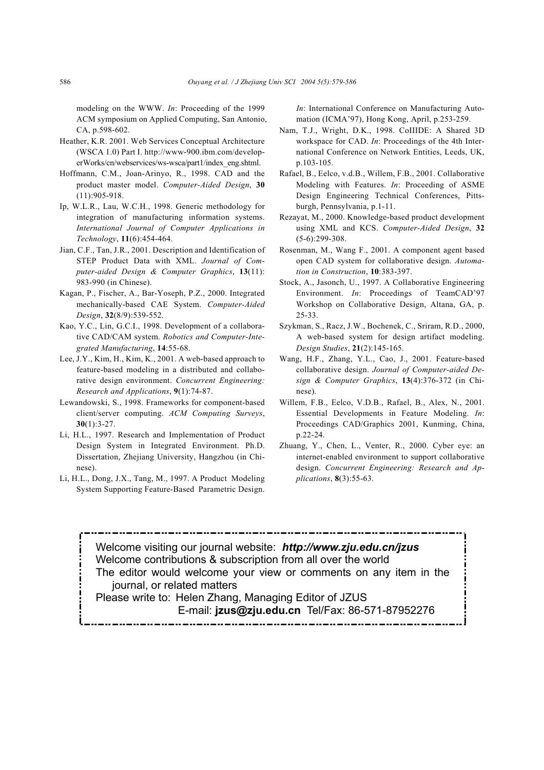modeling on the WWW. *In*: Proceeding of the 1999 ACM symposium on Applied Computing, San Antonio, CA, p.598-602.

Heather, K.R. 2001. Web Services Conceptual Architecture (WSCA 1.0) Part I. http://www-900.ibm.com/developerWorks/cn/webservices/ws-wsca/part1/index_eng.shtml.

Hoffmann, C.M., Joan-Arinyo, R., 1998. CAD and the product master model. *Computer-Aided Design*, **30** (11):905-918.

Ip, W.L.R., Lau, W.C.H., 1998. Generic methodology for integration of manufacturing information systems. *International Journal of Computer Applications in Technology*, **11**(6):454-464.

Jian, C.F., Tan, J.R., 2001. Description and Identification of STEP Product Data with XML. *Journal of Computer-aided Design & Computer Graphics*, **13**(11): 983-990 (in Chinese).

Kagan, P., Fischer, A., Bar-Yoseph, P.Z., 2000. Integrated mechanically-based CAE System. *Computer-Aided Design*, **32**(8/9):539-552.

Kao, Y.C., Lin, G.C.I., 1998. Development of a collaborative CAD/CAM system. *Robotics and Computer-Integrated Manufacturing*, **14**:55-68.

Lee, J.Y., Kim, H., Kim, K., 2001. A web-based approach to feature-based modeling in a distributed and collaborative design environment. *Concurrent Engineering: Research and Applications*, **9**(1):74-87.

Lewandowski, S., 1998. Frameworks for component-based client/server computing. *ACM Computing Surveys*, **30**(1):3-27.

Li, H.L., 1997. Research and Implementation of Product Design System in Integrated Environment. Ph.D. Dissertation, Zhejiang University, Hangzhou (in Chinese).

Li, H.L., Dong, J.X., Tang, M., 1997. A Product Modeling System Supporting Feature-Based Parametric Design. *In*: International Conference on Manufacturing Automation (ICMA'97), Hong Kong, April, p.253-259.

Nam, T.J., Wright, D.K., 1998. CoIIIDE: A Shared 3D workspace for CAD. *In*: Proceedings of the 4th International Conference on Network Entities, Leeds, UK, p.103-105.

Rafael, B., Eelco, v.d.B., Willem, F.B., 2001. Collaborative Modeling with Features. *In*: Proceeding of ASME Design Engineering Technical Conferences, Pittsburgh, Pennsylvania, p.1-11.

Rezayat, M., 2000. Knowledge-based product development using XML and KCS. *Computer-Aided Design*, **32** (5-6):299-308.

Rosenman, M., Wang F., 2001. A component agent based open CAD system for collaborative design. *Automation in Construction*, **10**:383-397.

Stock, A., Jasonch, U., 1997. A Collaborative Engineering Environment. *In*: Proceedings of TeamCAD'97 Workshop on Collaborative Design, Altana, GA, p. 25-33.

Szykman, S., Racz, J.W., Bochenek, C., Sriram, R.D., 2000, A web-based system for design artifact modeling. *Design Studies*, **21**(2):145-165.

Wang, H.F., Zhang, Y.L., Cao, J., 2001. Feature-based collaborative design. *Journal of Computer-aided Design & Computer Graphics*, **13**(4):376-372 (in Chinese).

Willem, F.B., Eelco, V.D.B., Rafael, B., Alex, N., 2001. Essential Developments in Feature Modeling. *In*: Proceedings CAD/Graphics 2001, Kunming, China, p.22-24.

Zhuang, Y., Chen, L., Venter, R., 2000. Cyber eye: an internet-enabled environment to support collaborative design. *Concurrent Engineering: Research and Applications*, **8**(3):55-63.

---

Welcome visiting our journal website: ***http://www.zju.edu.cn/jzus***
Welcome contributions & subscription from all over the world
The editor would welcome your view or comments on any item in the journal, or related matters
Please write to: Helen Zhang, Managing Editor of JZUS
E-mail: **jzus@zju.edu.cn** Tel/Fax: 86-571-87952276